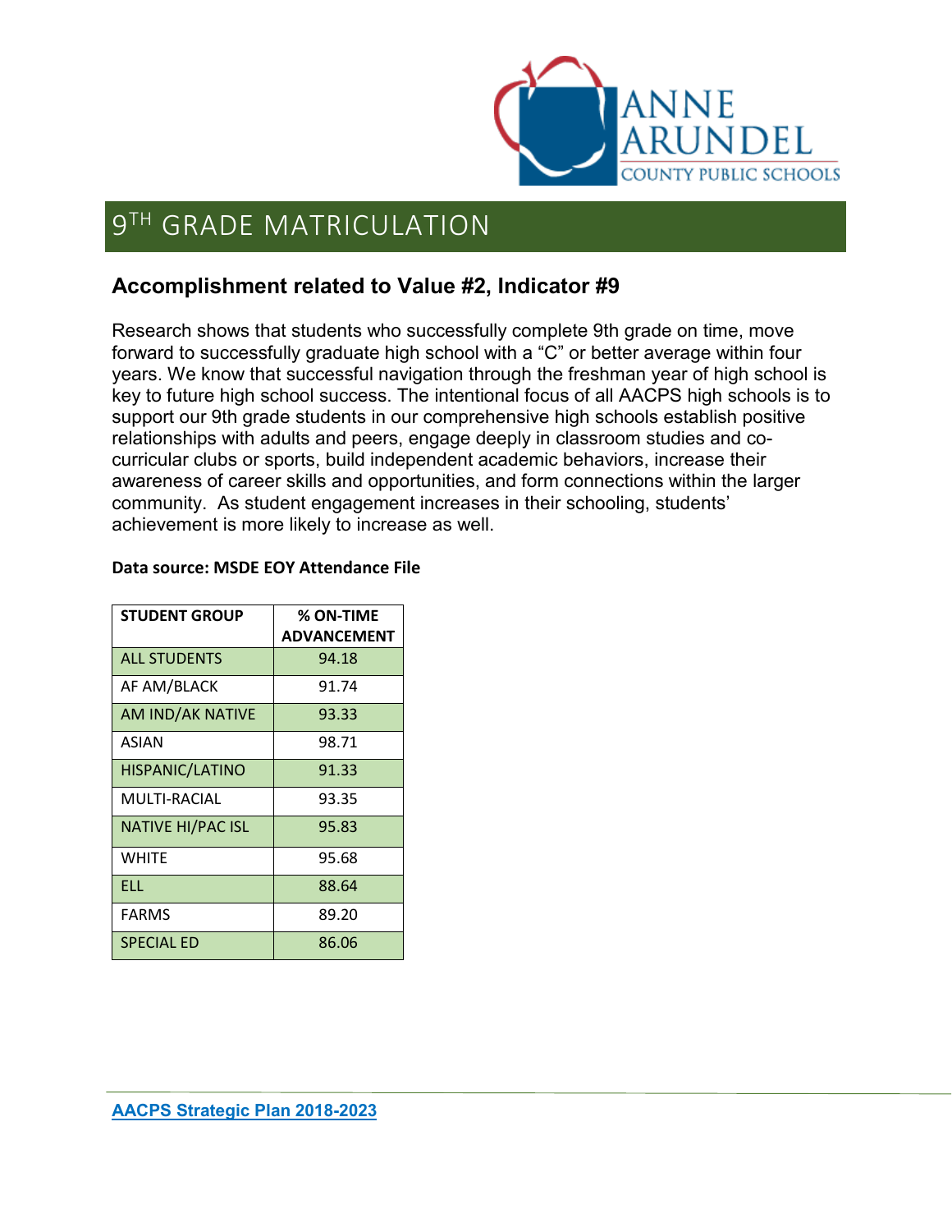# $9^{TH}$ GRADE MATRICULATION

## Accomplishment related to Value #2, Indicator #9

Research shows that students who successfully complete 9th grade on time, move forward to successfully graduate high school with a "C" or better average within four years. We know that successful navigation through the freshman year of high school is key to future high school success. The intentional focus of all AACPS high schools is to support our 9th grade students in our comprehensive high schools establish positive relationships with adults and peers, engage deeply in classroom studies and co-curricular clubs or sports, build independent academic behaviors, increase their awareness of career skills and opportunities, and form connections within the larger community. As student engagement increases in their schooling, students' achievement is more likely to increase as well.

**Data source: MSDE EOY Attendance File**

| STUDENT GROUP | % ON-TIME ADVANCEMENT |
|---|---|
| ALL STUDENTS | 94.18 |
| AF AM/BLACK | 91.74 |
| AM IND/AK NATIVE | 93.33 |
| ASIAN | 98.71 |
| HISPANIC/LATINO | 91.33 |
| MULTI-RACIAL | 93.35 |
| NATIVE HI/PAC ISL | 95.83 |
| WHITE | 95.68 |
| ELL | 88.64 |
| FARMS | 89.20 |
| SPECIAL ED | 86.06 |

AACPS Strategic Plan 2018-2023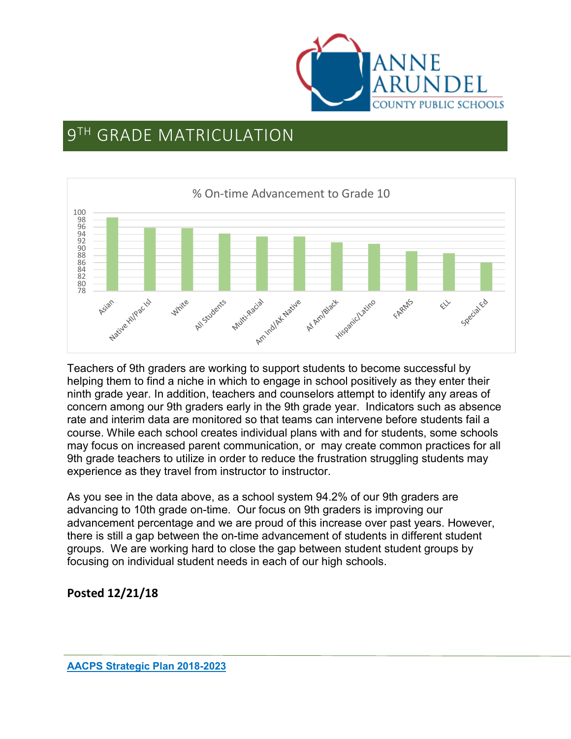ANNE ARUNDEL COUNTY PUBLIC SCHOOLS

# 9TH GRADE MATRICULATION

% On-time Advancement to Grade 10

100
98
96
94
92
90
88
86
84
82
80
78

Asian
Native HI/Pac Isl
White
All Students
Multi-Racial
Am Ind/AK Native
Af Am/Black
Hispanic/Latino
FARMS
ELL
Special Ed

Teachers of 9th graders are working to support students to become successful by helping them to find a niche in which to engage in school positively as they enter their ninth grade year. In addition, teachers and counselors attempt to identify any areas of concern among our 9th graders early in the 9th grade year. Indicators such as absence rate and interim data are monitored so that teams can intervene before students fail a course. While each school creates individual plans with and for students, some schools may focus on increased parent communication, or may create common practices for all 9th grade teachers to utilize in order to reduce the frustration struggling students may experience as they travel from instructor to instructor.

As you see in the data above, as a school system 94.2% of our 9th graders are advancing to 10th grade on-time. Our focus on 9th graders is improving our advancement percentage and we are proud of this increase over past years. However, there is still a gap between the on-time advancement of students in different student groups. We are working hard to close the gap between student student groups by focusing on individual student needs in each of our high schools.

**Posted 12/21/18**

[AACPS Strategic Plan 2018-2023]